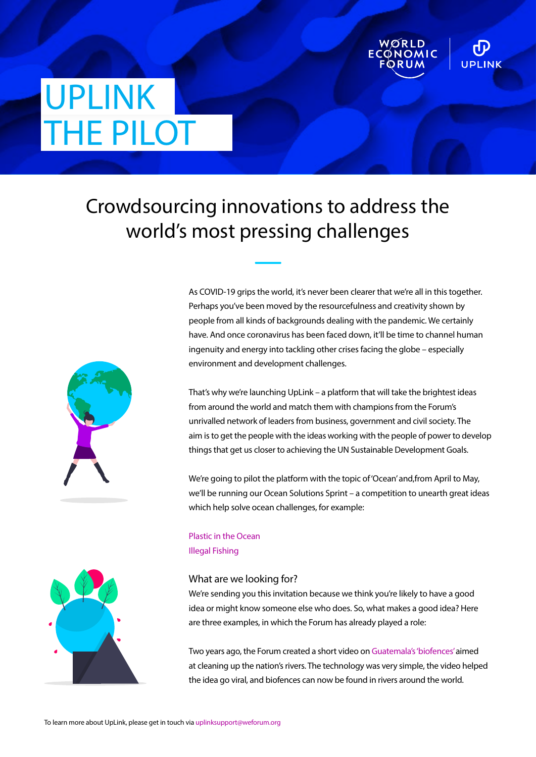# UPLINK THE PILOT

## Crowdsourcing innovations to address the world's most pressing challenges

As COVID-19 grips the world, it's never been clearer that we're all in this together. Perhaps you've been moved by the resourcefulness and creativity shown by people from all kinds of backgrounds dealing with the pandemic. We certainly have. And once coronavirus has been faced down, it'll be time to channel human ingenuity and energy into tackling other crises facing the globe – especially environment and development challenges.

That's why we're launching UpLink – a platform that will take the brightest ideas from around the world and match them with champions from the Forum's unrivalled network of leaders from business, government and civil society. The aim is to get the people with the ideas working with the people of power to develop things that get us closer to achieving the UN Sustainable Development Goals.

We're going to pilot the platform with the topic of 'Ocean' and,from April to May, we'll be running our Ocean Solutions Sprint – a competition to unearth great ideas which help solve ocean challenges, for example:

Plastic in the Ocean
Illegal Fishing

### What are we looking for?

We're sending you this invitation because we think you're likely to have a good idea or might know someone else who does. So, what makes a good idea? Here are three examples, in which the Forum has already played a role:

Two years ago, the Forum created a short video on Guatemala's 'biofences' aimed at cleaning up the nation's rivers. The technology was very simple, the video helped the idea go viral, and biofences can now be found in rivers around the world.

To learn more about UpLink, please get in touch via uplinksupport@weforum.org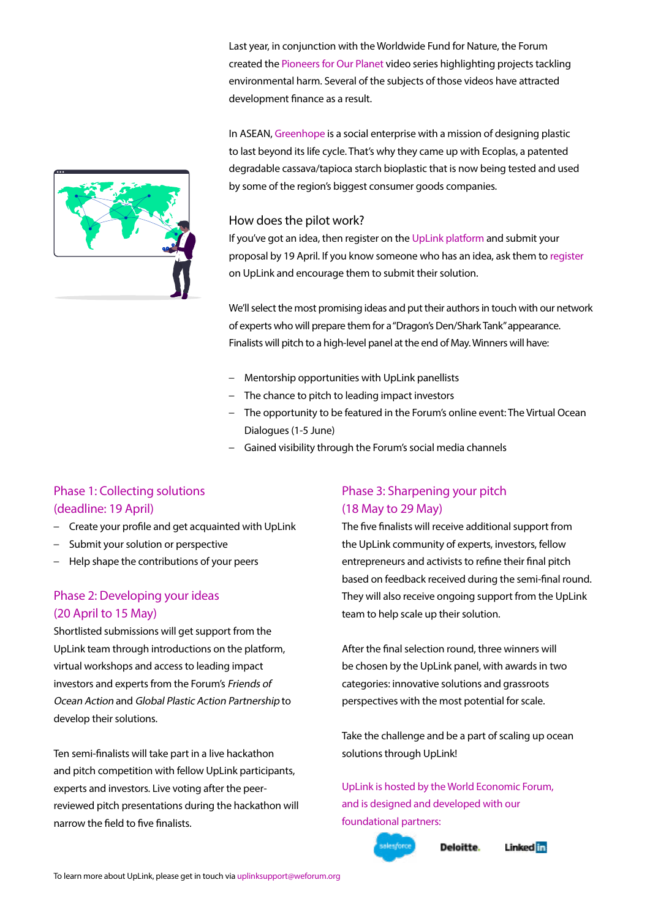Last year, in conjunction with the Worldwide Fund for Nature, the Forum created the Pioneers for Our Planet video series highlighting projects tackling environmental harm. Several of the subjects of those videos have attracted development finance as a result.

In ASEAN, Greenhope is a social enterprise with a mission of designing plastic to last beyond its life cycle. That's why they came up with Ecoplas, a patented degradable cassava/tapioca starch bioplastic that is now being tested and used by some of the region's biggest consumer goods companies.

## How does the pilot work?

If you've got an idea, then register on the UpLink platform and submit your proposal by 19 April. If you know someone who has an idea, ask them to register on UpLink and encourage them to submit their solution.

We'll select the most promising ideas and put their authors in touch with our network of experts who will prepare them for a "Dragon's Den/Shark Tank" appearance. Finalists will pitch to a high-level panel at the end of May. Winners will have:

- Mentorship opportunities with UpLink panellists
- The chance to pitch to leading impact investors
- The opportunity to be featured in the Forum's online event: The Virtual Ocean Dialogues (1-5 June)
- Gained visibility through the Forum's social media channels

## Phase 1: Collecting solutions (deadline: 19 April)

- Create your profile and get acquainted with UpLink
- Submit your solution or perspective
- Help shape the contributions of your peers

## Phase 2: Developing your ideas (20 April to 15 May)

Shortlisted submissions will get support from the UpLink team through introductions on the platform, virtual workshops and access to leading impact investors and experts from the Forum's *Friends of Ocean Action* and *Global Plastic Action Partnership* to develop their solutions.

Ten semi-finalists will take part in a live hackathon and pitch competition with fellow UpLink participants, experts and investors. Live voting after the peer-reviewed pitch presentations during the hackathon will narrow the field to five finalists.

## Phase 3: Sharpening your pitch (18 May to 29 May)

The five finalists will receive additional support from the UpLink community of experts, investors, fellow entrepreneurs and activists to refine their final pitch based on feedback received during the semi-final round. They will also receive ongoing support from the UpLink team to help scale up their solution.

After the final selection round, three winners will be chosen by the UpLink panel, with awards in two categories: innovative solutions and grassroots perspectives with the most potential for scale.

Take the challenge and be a part of scaling up ocean solutions through UpLink!

UpLink is hosted by the World Economic Forum, and is designed and developed with our foundational partners:

salesforce Deloitte. LinkedIn

To learn more about UpLink, please get in touch via uplinksupport@weforum.org